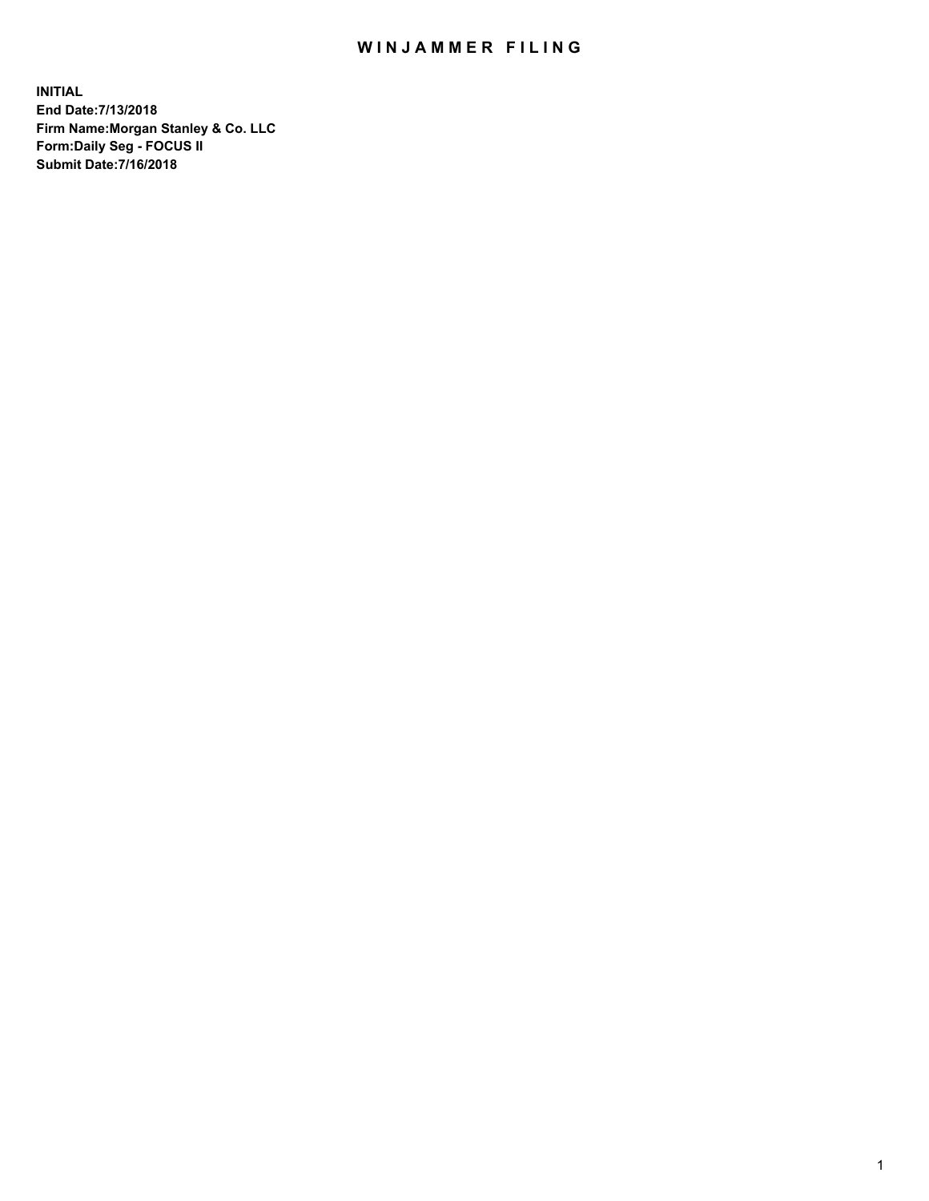# WINJAMMER FILING

**INITIAL**
**End Date:7/13/2018**
**Firm Name:Morgan Stanley & Co. LLC**
**Form:Daily Seg - FOCUS II**
**Submit Date:7/16/2018**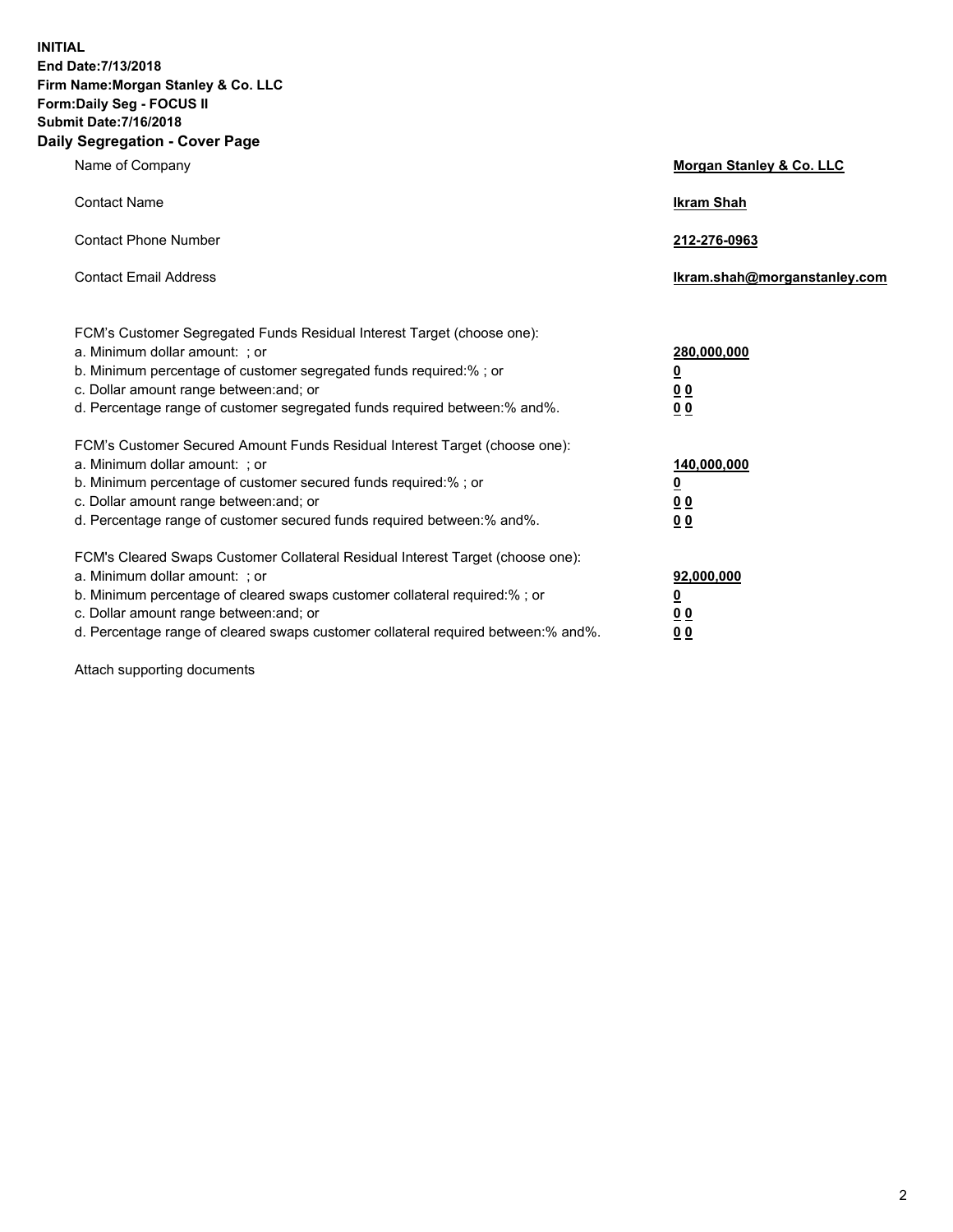**INITIAL**
**End Date:7/13/2018**
**Firm Name:Morgan Stanley & Co. LLC**
**Form:Daily Seg - FOCUS II**
**Submit Date:7/16/2018**

## Daily Segregation - Cover Page

| | |
|---|---|
| Name of Company | **Morgan Stanley & Co. LLC** |
| Contact Name | **Ikram Shah** |
| Contact Phone Number | **212-276-0963** |
| Contact Email Address | **Ikram.shah@morganstanley.com** |

| | |
|---|---|
| FCM's Customer Segregated Funds Residual Interest Target (choose one): | |
| a. Minimum dollar amount: ; or | **280,000,000** |
| b. Minimum percentage of customer segregated funds required:% ; or | **0** |
| c. Dollar amount range between:and; or | **0 0** |
| d. Percentage range of customer segregated funds required between:% and%. | **0 0** |
| FCM's Customer Secured Amount Funds Residual Interest Target (choose one): | |
| a. Minimum dollar amount: ; or | **140,000,000** |
| b. Minimum percentage of customer secured funds required:% ; or | **0** |
| c. Dollar amount range between:and; or | **0 0** |
| d. Percentage range of customer secured funds required between:% and%. | **0 0** |
| FCM's Cleared Swaps Customer Collateral Residual Interest Target (choose one): | |
| a. Minimum dollar amount: ; or | **92,000,000** |
| b. Minimum percentage of cleared swaps customer collateral required:% ; or | **0** |
| c. Dollar amount range between:and; or | **0 0** |
| d. Percentage range of cleared swaps customer collateral required between:% and%. | **0 0** |

Attach supporting documents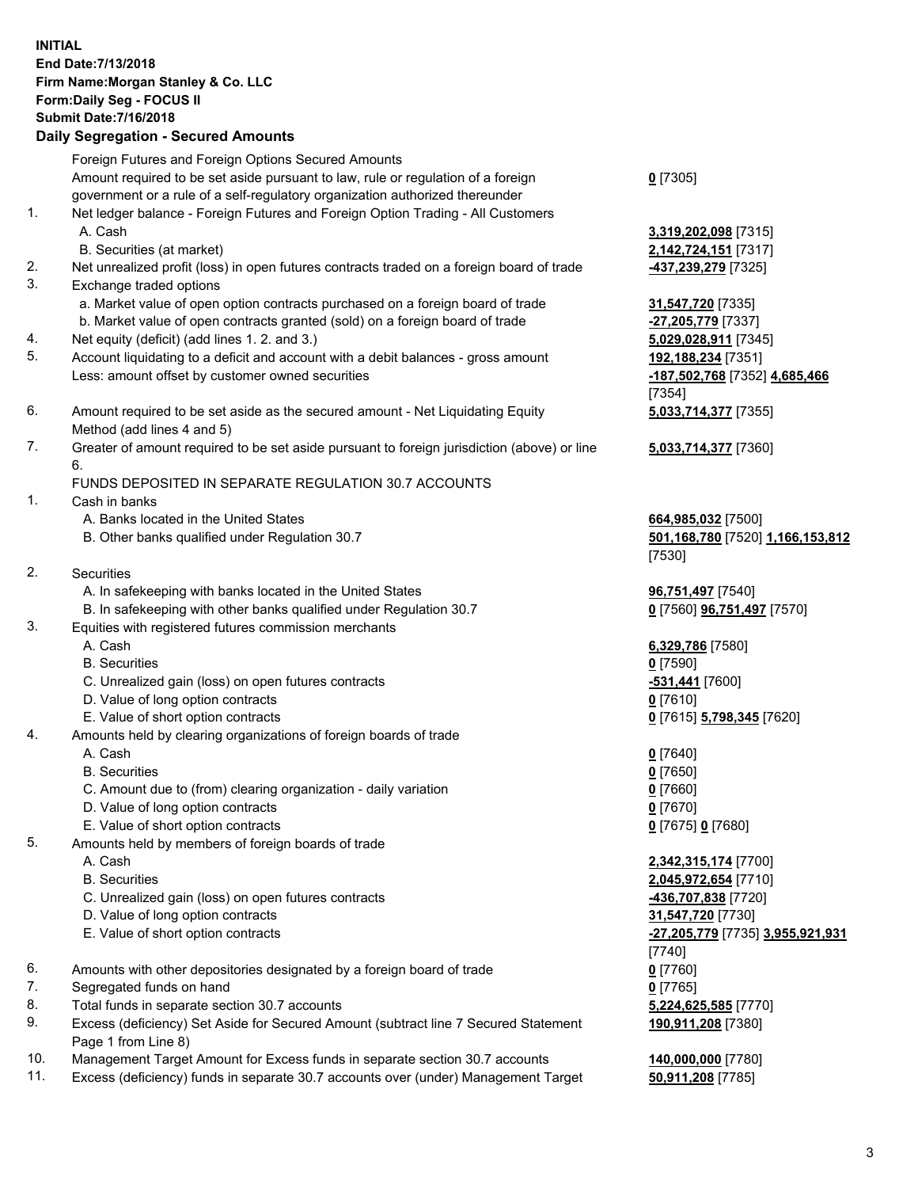**INITIAL**
**End Date:7/13/2018**
**Firm Name:Morgan Stanley & Co. LLC**
**Form:Daily Seg - FOCUS II**
**Submit Date:7/16/2018**

## Daily Segregation - Secured Amounts

| | | |
|---|---|---|
| | Foreign Futures and Foreign Options Secured Amounts | |
| | Amount required to be set aside pursuant to law, rule or regulation of a foreign government or a rule of a self-regulatory organization authorized thereunder | **0** [7305] |
| 1. | Net ledger balance - Foreign Futures and Foreign Option Trading - All Customers | |
| | A. Cash | **3,319,202,098** [7315] |
| | B. Securities (at market) | **2,142,724,151** [7317] |
| 2. | Net unrealized profit (loss) in open futures contracts traded on a foreign board of trade | **-437,239,279** [7325] |
| 3. | Exchange traded options | |
| | a. Market value of open option contracts purchased on a foreign board of trade | **31,547,720** [7335] |
| | b. Market value of open contracts granted (sold) on a foreign board of trade | **-27,205,779** [7337] |
| 4. | Net equity (deficit) (add lines 1. 2. and 3.) | **5,029,028,911** [7345] |
| 5. | Account liquidating to a deficit and account with a debit balances - gross amount | **192,188,234** [7351] |
| | Less: amount offset by customer owned securities | **-187,502,768** [7352] **4,685,466** [7354] |
| 6. | Amount required to be set aside as the secured amount - Net Liquidating Equity Method (add lines 4 and 5) | **5,033,714,377** [7355] |
| 7. | Greater of amount required to be set aside pursuant to foreign jurisdiction (above) or line 6. | **5,033,714,377** [7360] |
| | FUNDS DEPOSITED IN SEPARATE REGULATION 30.7 ACCOUNTS | |
| 1. | Cash in banks | |
| | A. Banks located in the United States | **664,985,032** [7500] |
| | B. Other banks qualified under Regulation 30.7 | **501,168,780** [7520] **1,166,153,812** [7530] |
| 2. | Securities | |
| | A. In safekeeping with banks located in the United States | **96,751,497** [7540] |
| | B. In safekeeping with other banks qualified under Regulation 30.7 | **0** [7560] **96,751,497** [7570] |
| 3. | Equities with registered futures commission merchants | |
| | A. Cash | **6,329,786** [7580] |
| | B. Securities | **0** [7590] |
| | C. Unrealized gain (loss) on open futures contracts | **-531,441** [7600] |
| | D. Value of long option contracts | **0** [7610] |
| | E. Value of short option contracts | **0** [7615] **5,798,345** [7620] |
| 4. | Amounts held by clearing organizations of foreign boards of trade | |
| | A. Cash | **0** [7640] |
| | B. Securities | **0** [7650] |
| | C. Amount due to (from) clearing organization - daily variation | **0** [7660] |
| | D. Value of long option contracts | **0** [7670] |
| | E. Value of short option contracts | **0** [7675] **0** [7680] |
| 5. | Amounts held by members of foreign boards of trade | |
| | A. Cash | **2,342,315,174** [7700] |
| | B. Securities | **2,045,972,654** [7710] |
| | C. Unrealized gain (loss) on open futures contracts | **-436,707,838** [7720] |
| | D. Value of long option contracts | **31,547,720** [7730] |
| | E. Value of short option contracts | **-27,205,779** [7735] **3,955,921,931** [7740] |
| 6. | Amounts with other depositories designated by a foreign board of trade | **0** [7760] |
| 7. | Segregated funds on hand | **0** [7765] |
| 8. | Total funds in separate section 30.7 accounts | **5,224,625,585** [7770] |
| 9. | Excess (deficiency) Set Aside for Secured Amount (subtract line 7 Secured Statement Page 1 from Line 8) | **190,911,208** [7380] |
| 10. | Management Target Amount for Excess funds in separate section 30.7 accounts | **140,000,000** [7780] |
| 11. | Excess (deficiency) funds in separate 30.7 accounts over (under) Management Target | **50,911,208** [7785] |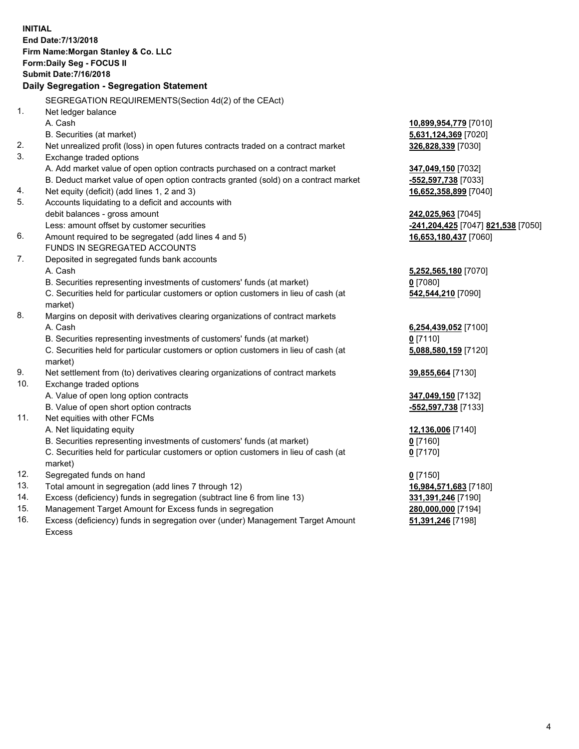**INITIAL**
**End Date:7/13/2018**
**Firm Name:Morgan Stanley & Co. LLC**
**Form:Daily Seg - FOCUS II**
**Submit Date:7/16/2018**

## Daily Segregation - Segregation Statement

| | | |
|---|---|---|
| | SEGREGATION REQUIREMENTS(Section 4d(2) of the CEAct) | |
| 1. | Net ledger balance | |
| | A. Cash | **10,899,954,779** [7010] |
| | B. Securities (at market) | **5,631,124,369** [7020] |
| 2. | Net unrealized profit (loss) in open futures contracts traded on a contract market | **326,828,339** [7030] |
| 3. | Exchange traded options | |
| | A. Add market value of open option contracts purchased on a contract market | **347,049,150** [7032] |
| | B. Deduct market value of open option contracts granted (sold) on a contract market | **-552,597,738** [7033] |
| 4. | Net equity (deficit) (add lines 1, 2 and 3) | **16,652,358,899** [7040] |
| 5. | Accounts liquidating to a deficit and accounts with | |
| | debit balances - gross amount | **242,025,963** [7045] |
| | Less: amount offset by customer securities | **-241,204,425** [7047] **821,538** [7050] |
| 6. | Amount required to be segregated (add lines 4 and 5) | **16,653,180,437** [7060] |
| | FUNDS IN SEGREGATED ACCOUNTS | |
| 7. | Deposited in segregated funds bank accounts | |
| | A. Cash | **5,252,565,180** [7070] |
| | B. Securities representing investments of customers' funds (at market) | **0** [7080] |
| | C. Securities held for particular customers or option customers in lieu of cash (at market) | **542,544,210** [7090] |
| 8. | Margins on deposit with derivatives clearing organizations of contract markets | |
| | A. Cash | **6,254,439,052** [7100] |
| | B. Securities representing investments of customers' funds (at market) | **0** [7110] |
| | C. Securities held for particular customers or option customers in lieu of cash (at market) | **5,088,580,159** [7120] |
| 9. | Net settlement from (to) derivatives clearing organizations of contract markets | **39,855,664** [7130] |
| 10. | Exchange traded options | |
| | A. Value of open long option contracts | **347,049,150** [7132] |
| | B. Value of open short option contracts | **-552,597,738** [7133] |
| 11. | Net equities with other FCMs | |
| | A. Net liquidating equity | **12,136,006** [7140] |
| | B. Securities representing investments of customers' funds (at market) | **0** [7160] |
| | C. Securities held for particular customers or option customers in lieu of cash (at market) | **0** [7170] |
| 12. | Segregated funds on hand | **0** [7150] |
| 13. | Total amount in segregation (add lines 7 through 12) | **16,984,571,683** [7180] |
| 14. | Excess (deficiency) funds in segregation (subtract line 6 from line 13) | **331,391,246** [7190] |
| 15. | Management Target Amount for Excess funds in segregation | **280,000,000** [7194] |
| 16. | Excess (deficiency) funds in segregation over (under) Management Target Amount Excess | **51,391,246** [7198] |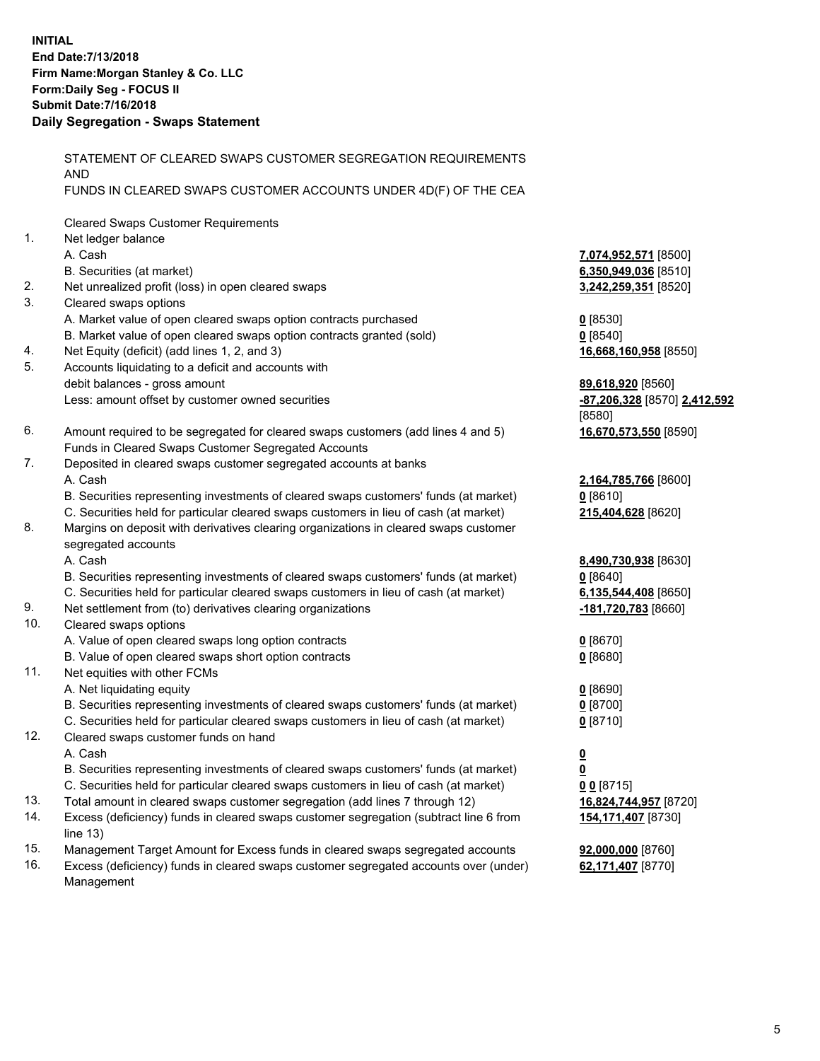**INITIAL**
**End Date:7/13/2018**
**Firm Name:Morgan Stanley & Co. LLC**
**Form:Daily Seg - FOCUS II**
**Submit Date:7/16/2018**
**Daily Segregation - Swaps Statement**

STATEMENT OF CLEARED SWAPS CUSTOMER SEGREGATION REQUIREMENTS AND FUNDS IN CLEARED SWAPS CUSTOMER ACCOUNTS UNDER 4D(F) OF THE CEA

| | | |
|---|---|---|
| | Cleared Swaps Customer Requirements | |
| 1. | Net ledger balance | |
| | A. Cash | **7,074,952,571** [8500] |
| | B. Securities (at market) | **6,350,949,036** [8510] |
| 2. | Net unrealized profit (loss) in open cleared swaps | **3,242,259,351** [8520] |
| 3. | Cleared swaps options | |
| | A. Market value of open cleared swaps option contracts purchased | **0** [8530] |
| | B. Market value of open cleared swaps option contracts granted (sold) | **0** [8540] |
| 4. | Net Equity (deficit) (add lines 1, 2, and 3) | **16,668,160,958** [8550] |
| 5. | Accounts liquidating to a deficit and accounts with debit balances - gross amount | **89,618,920** [8560] |
| | Less: amount offset by customer owned securities | **-87,206,328** [8570] **2,412,592** [8580] |
| 6. | Amount required to be segregated for cleared swaps customers (add lines 4 and 5) | **16,670,573,550** [8590] |
| | Funds in Cleared Swaps Customer Segregated Accounts | |
| 7. | Deposited in cleared swaps customer segregated accounts at banks | |
| | A. Cash | **2,164,785,766** [8600] |
| | B. Securities representing investments of cleared swaps customers' funds (at market) | **0** [8610] |
| | C. Securities held for particular cleared swaps customers in lieu of cash (at market) | **215,404,628** [8620] |
| 8. | Margins on deposit with derivatives clearing organizations in cleared swaps customer segregated accounts | |
| | A. Cash | **8,490,730,938** [8630] |
| | B. Securities representing investments of cleared swaps customers' funds (at market) | **0** [8640] |
| | C. Securities held for particular cleared swaps customers in lieu of cash (at market) | **6,135,544,408** [8650] |
| 9. | Net settlement from (to) derivatives clearing organizations | **-181,720,783** [8660] |
| 10. | Cleared swaps options | |
| | A. Value of open cleared swaps long option contracts | **0** [8670] |
| | B. Value of open cleared swaps short option contracts | **0** [8680] |
| 11. | Net equities with other FCMs | |
| | A. Net liquidating equity | **0** [8690] |
| | B. Securities representing investments of cleared swaps customers' funds (at market) | **0** [8700] |
| | C. Securities held for particular cleared swaps customers in lieu of cash (at market) | **0** [8710] |
| 12. | Cleared swaps customer funds on hand | |
| | A. Cash | **0** |
| | B. Securities representing investments of cleared swaps customers' funds (at market) | **0** |
| | C. Securities held for particular cleared swaps customers in lieu of cash (at market) | **0** **0** [8715] |
| 13. | Total amount in cleared swaps customer segregation (add lines 7 through 12) | **16,824,744,957** [8720] |
| 14. | Excess (deficiency) funds in cleared swaps customer segregation (subtract line 6 from line 13) | **154,171,407** [8730] |
| 15. | Management Target Amount for Excess funds in cleared swaps segregated accounts | **92,000,000** [8760] |
| 16. | Excess (deficiency) funds in cleared swaps customer segregated accounts over (under) Management | **62,171,407** [8770] |